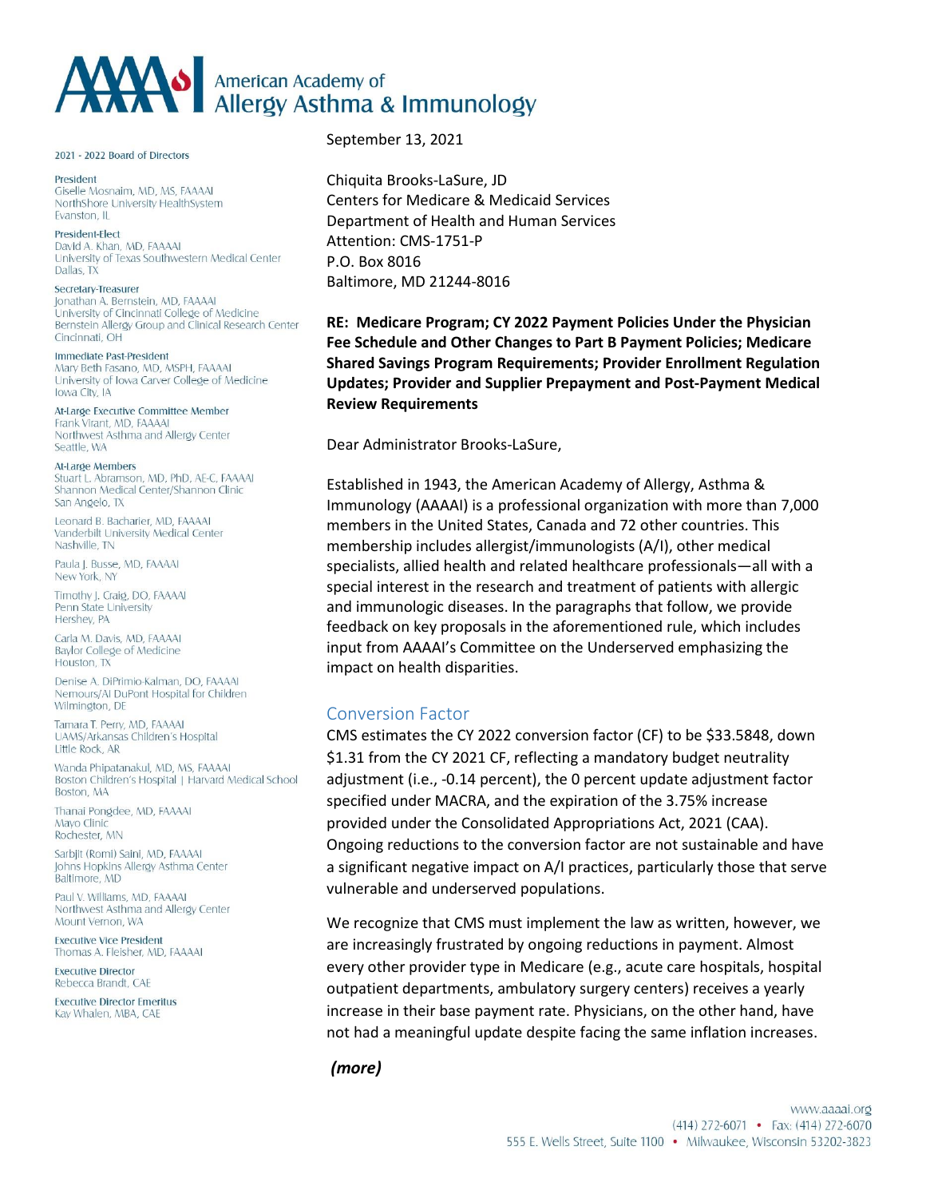# American Academy of Allergy Asthma & Immunology

2021 - 2022 Board of Directors

**President**
Giselle Mosnaim, MD, MS, FAAAAI
NorthShore University HealthSystem
Evanston, IL

**President-Elect**
David A. Khan, MD, FAAAAI
University of Texas Southwestern Medical Center
Dallas, TX

**Secretary-Treasurer**
Jonathan A. Bernstein, MD, FAAAAI
University of Cincinnati College of Medicine
Bernstein Allergy Group and Clinical Research Center
Cincinnati, OH

**Immediate Past-President**
Mary Beth Fasano, MD, MSPH, FAAAAI
University of Iowa Carver College of Medicine
Iowa City, IA

**At-Large Executive Committee Member**
Frank Virant, MD, FAAAAI
Northwest Asthma and Allergy Center
Seattle, WA

**At-Large Members**
Stuart L. Abramson, MD, PhD, AE-C, FAAAAI
Shannon Medical Center/Shannon Clinic
San Angelo, TX

Leonard B. Bacharier, MD, FAAAAI
Vanderbilt University Medical Center
Nashville, TN

Paula J. Busse, MD, FAAAAI
New York, NY

Timothy J. Craig, DO, FAAAAI
Penn State University
Hershey, PA

Carla M. Davis, MD, FAAAAI
Baylor College of Medicine
Houston, TX

Denise A. DiPrimio-Kalman, DO, FAAAAI
Nemours/AI DuPont Hospital for Children
Wilmington, DE

Tamara T. Perry, MD, FAAAAI
UAMS/Arkansas Children's Hospital
Little Rock, AR

Wanda Phipatanakul, MD, MS, FAAAAI
Boston Children's Hospital | Harvard Medical School
Boston, MA

Thanai Pongdee, MD, FAAAAI
Mayo Clinic
Rochester, MN

Sarbjit (Romi) Saini, MD, FAAAAI
Johns Hopkins Allergy Asthma Center
Baltimore, MD

Paul V. Williams, MD, FAAAAI
Northwest Asthma and Allergy Center
Mount Vernon, WA

**Executive Vice President**
Thomas A. Fleisher, MD, FAAAAI

**Executive Director**
Rebecca Brandt, CAE

**Executive Director Emeritus**
Kay Whalen, MBA, CAE

September 13, 2021

Chiquita Brooks-LaSure, JD
Centers for Medicare & Medicaid Services
Department of Health and Human Services
Attention: CMS-1751-P
P.O. Box 8016
Baltimore, MD 21244-8016

**RE: Medicare Program; CY 2022 Payment Policies Under the Physician Fee Schedule and Other Changes to Part B Payment Policies; Medicare Shared Savings Program Requirements; Provider Enrollment Regulation Updates; Provider and Supplier Prepayment and Post-Payment Medical Review Requirements**

Dear Administrator Brooks-LaSure,

Established in 1943, the American Academy of Allergy, Asthma & Immunology (AAAAI) is a professional organization with more than 7,000 members in the United States, Canada and 72 other countries. This membership includes allergist/immunologists (A/I), other medical specialists, allied health and related healthcare professionals—all with a special interest in the research and treatment of patients with allergic and immunologic diseases. In the paragraphs that follow, we provide feedback on key proposals in the aforementioned rule, which includes input from AAAAI's Committee on the Underserved emphasizing the impact on health disparities.

## Conversion Factor

CMS estimates the CY 2022 conversion factor (CF) to be $33.5848, down $1.31 from the CY 2021 CF, reflecting a mandatory budget neutrality adjustment (i.e., -0.14 percent), the 0 percent update adjustment factor specified under MACRA, and the expiration of the 3.75% increase provided under the Consolidated Appropriations Act, 2021 (CAA). Ongoing reductions to the conversion factor are not sustainable and have a significant negative impact on A/I practices, particularly those that serve vulnerable and underserved populations.

We recognize that CMS must implement the law as written, however, we are increasingly frustrated by ongoing reductions in payment. Almost every other provider type in Medicare (e.g., acute care hospitals, hospital outpatient departments, ambulatory surgery centers) receives a yearly increase in their base payment rate. Physicians, on the other hand, have not had a meaningful update despite facing the same inflation increases.

***(more)***

www.aaaai.org
(414) 272-6071 • Fax: (414) 272-6070
555 E. Wells Street, Suite 1100 • Milwaukee, Wisconsin 53202-3823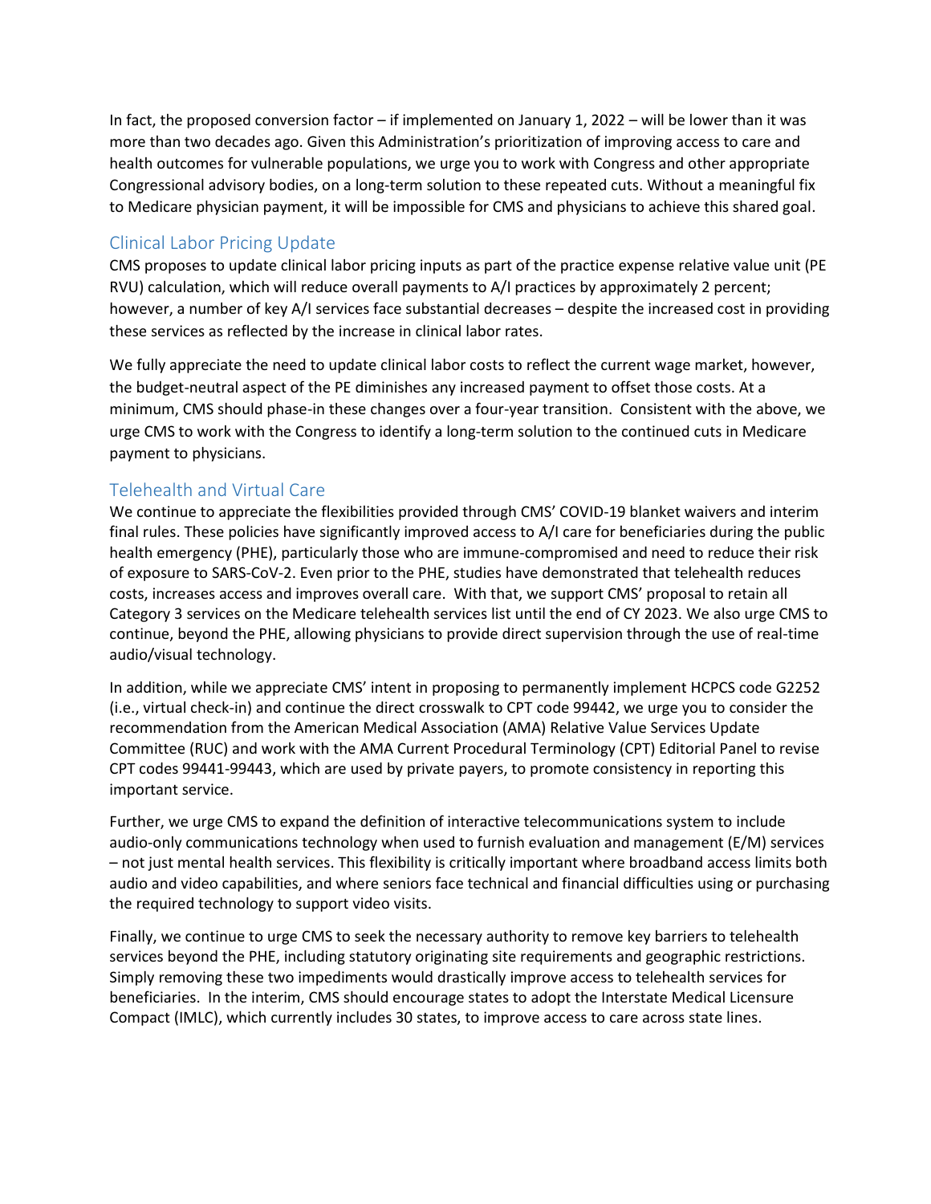In fact, the proposed conversion factor – if implemented on January 1, 2022 – will be lower than it was more than two decades ago. Given this Administration's prioritization of improving access to care and health outcomes for vulnerable populations, we urge you to work with Congress and other appropriate Congressional advisory bodies, on a long-term solution to these repeated cuts. Without a meaningful fix to Medicare physician payment, it will be impossible for CMS and physicians to achieve this shared goal.

## Clinical Labor Pricing Update

CMS proposes to update clinical labor pricing inputs as part of the practice expense relative value unit (PE RVU) calculation, which will reduce overall payments to A/I practices by approximately 2 percent; however, a number of key A/I services face substantial decreases – despite the increased cost in providing these services as reflected by the increase in clinical labor rates.

We fully appreciate the need to update clinical labor costs to reflect the current wage market, however, the budget-neutral aspect of the PE diminishes any increased payment to offset those costs. At a minimum, CMS should phase-in these changes over a four-year transition. Consistent with the above, we urge CMS to work with the Congress to identify a long-term solution to the continued cuts in Medicare payment to physicians.

## Telehealth and Virtual Care

We continue to appreciate the flexibilities provided through CMS' COVID-19 blanket waivers and interim final rules. These policies have significantly improved access to A/I care for beneficiaries during the public health emergency (PHE), particularly those who are immune-compromised and need to reduce their risk of exposure to SARS-CoV-2. Even prior to the PHE, studies have demonstrated that telehealth reduces costs, increases access and improves overall care. With that, we support CMS' proposal to retain all Category 3 services on the Medicare telehealth services list until the end of CY 2023. We also urge CMS to continue, beyond the PHE, allowing physicians to provide direct supervision through the use of real-time audio/visual technology.

In addition, while we appreciate CMS' intent in proposing to permanently implement HCPCS code G2252 (i.e., virtual check-in) and continue the direct crosswalk to CPT code 99442, we urge you to consider the recommendation from the American Medical Association (AMA) Relative Value Services Update Committee (RUC) and work with the AMA Current Procedural Terminology (CPT) Editorial Panel to revise CPT codes 99441-99443, which are used by private payers, to promote consistency in reporting this important service.

Further, we urge CMS to expand the definition of interactive telecommunications system to include audio-only communications technology when used to furnish evaluation and management (E/M) services – not just mental health services. This flexibility is critically important where broadband access limits both audio and video capabilities, and where seniors face technical and financial difficulties using or purchasing the required technology to support video visits.

Finally, we continue to urge CMS to seek the necessary authority to remove key barriers to telehealth services beyond the PHE, including statutory originating site requirements and geographic restrictions. Simply removing these two impediments would drastically improve access to telehealth services for beneficiaries. In the interim, CMS should encourage states to adopt the Interstate Medical Licensure Compact (IMLC), which currently includes 30 states, to improve access to care across state lines.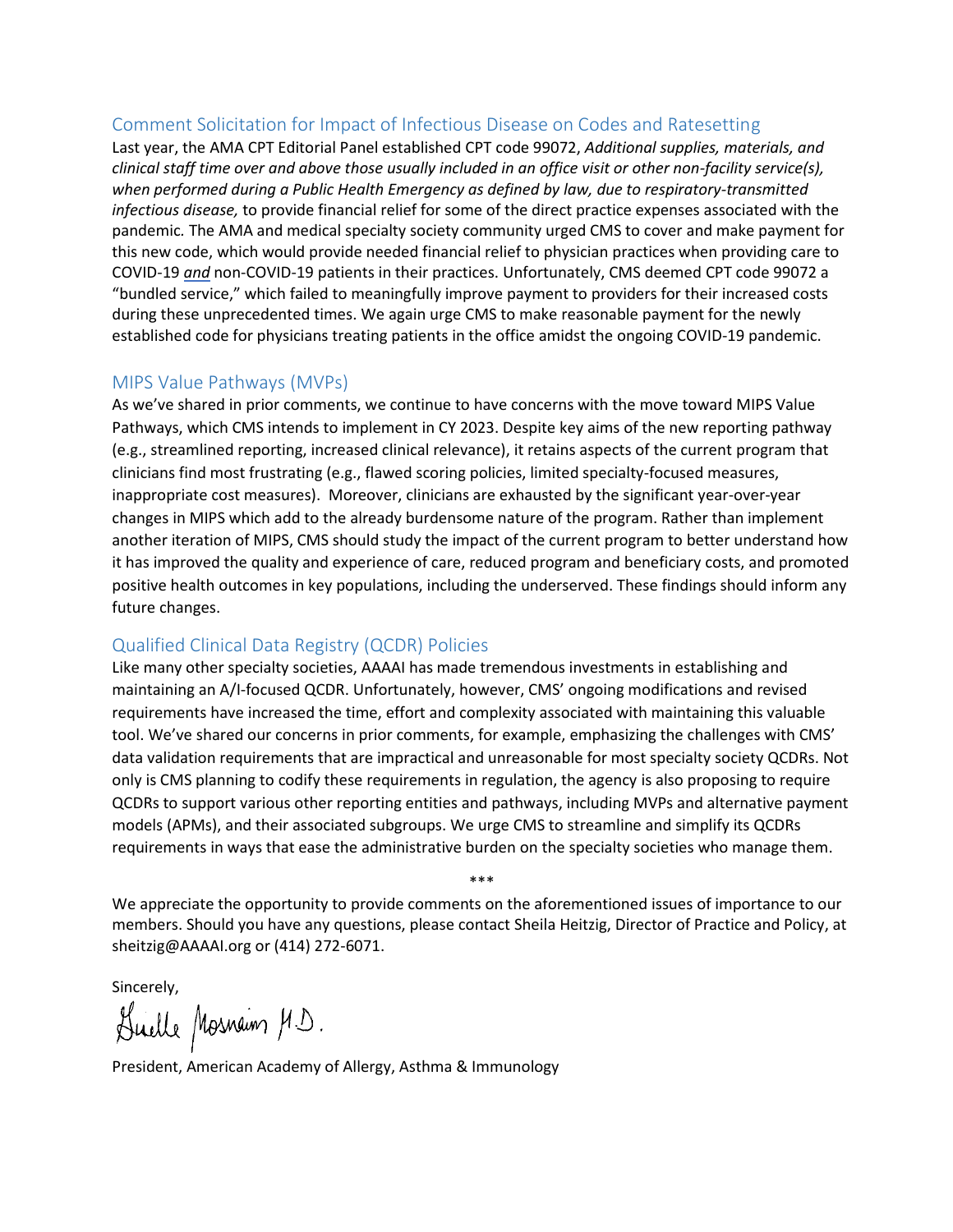## Comment Solicitation for Impact of Infectious Disease on Codes and Ratesetting

Last year, the AMA CPT Editorial Panel established CPT code 99072, *Additional supplies, materials, and clinical staff time over and above those usually included in an office visit or other non-facility service(s), when performed during a Public Health Emergency as defined by law, due to respiratory-transmitted infectious disease,* to provide financial relief for some of the direct practice expenses associated with the pandemic. The AMA and medical specialty society community urged CMS to cover and make payment for this new code, which would provide needed financial relief to physician practices when providing care to COVID-19 ***and*** non-COVID-19 patients in their practices. Unfortunately, CMS deemed CPT code 99072 a "bundled service," which failed to meaningfully improve payment to providers for their increased costs during these unprecedented times. We again urge CMS to make reasonable payment for the newly established code for physicians treating patients in the office amidst the ongoing COVID-19 pandemic.

## MIPS Value Pathways (MVPs)

As we've shared in prior comments, we continue to have concerns with the move toward MIPS Value Pathways, which CMS intends to implement in CY 2023. Despite key aims of the new reporting pathway (e.g., streamlined reporting, increased clinical relevance), it retains aspects of the current program that clinicians find most frustrating (e.g., flawed scoring policies, limited specialty-focused measures, inappropriate cost measures). Moreover, clinicians are exhausted by the significant year-over-year changes in MIPS which add to the already burdensome nature of the program. Rather than implement another iteration of MIPS, CMS should study the impact of the current program to better understand how it has improved the quality and experience of care, reduced program and beneficiary costs, and promoted positive health outcomes in key populations, including the underserved. These findings should inform any future changes.

## Qualified Clinical Data Registry (QCDR) Policies

Like many other specialty societies, AAAAI has made tremendous investments in establishing and maintaining an A/I-focused QCDR. Unfortunately, however, CMS' ongoing modifications and revised requirements have increased the time, effort and complexity associated with maintaining this valuable tool. We've shared our concerns in prior comments, for example, emphasizing the challenges with CMS' data validation requirements that are impractical and unreasonable for most specialty society QCDRs. Not only is CMS planning to codify these requirements in regulation, the agency is also proposing to require QCDRs to support various other reporting entities and pathways, including MVPs and alternative payment models (APMs), and their associated subgroups. We urge CMS to streamline and simplify its QCDRs requirements in ways that ease the administrative burden on the specialty societies who manage them.

***

We appreciate the opportunity to provide comments on the aforementioned issues of importance to our members. Should you have any questions, please contact Sheila Heitzig, Director of Practice and Policy, at sheitzig@AAAAI.org or (414) 272-6071.

Sincerely,

Giselle Mosnaim M.D.

President, American Academy of Allergy, Asthma & Immunology